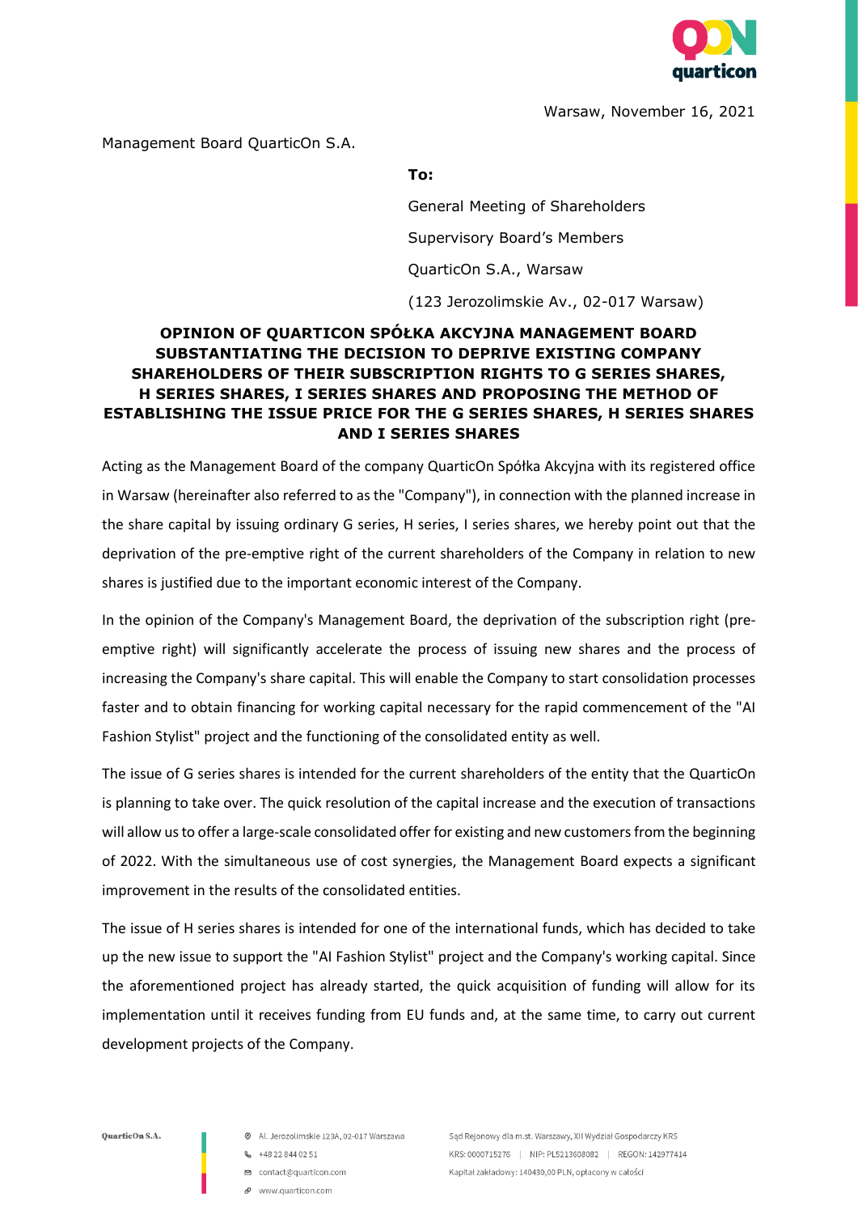Warsaw, November 16, 2021

Management Board QuarticOn S.A.

**To:**

General Meeting of Shareholders

Supervisory Board's Members

QuarticOn S.A., Warsaw

(123 Jerozolimskie Av., 02-017 Warsaw)

**OPINION OF QUARTICON SPÓŁKA AKCYJNA MANAGEMENT BOARD SUBSTANTIATING THE DECISION TO DEPRIVE EXISTING COMPANY SHAREHOLDERS OF THEIR SUBSCRIPTION RIGHTS TO G SERIES SHARES, H SERIES SHARES, I SERIES SHARES AND PROPOSING THE METHOD OF ESTABLISHING THE ISSUE PRICE FOR THE G SERIES SHARES, H SERIES SHARES AND I SERIES SHARES**

Acting as the Management Board of the company QuarticOn Spółka Akcyjna with its registered office in Warsaw (hereinafter also referred to as the "Company"), in connection with the planned increase in the share capital by issuing ordinary G series, H series, I series shares, we hereby point out that the deprivation of the pre-emptive right of the current shareholders of the Company in relation to new shares is justified due to the important economic interest of the Company.

In the opinion of the Company's Management Board, the deprivation of the subscription right (pre-emptive right) will significantly accelerate the process of issuing new shares and the process of increasing the Company's share capital. This will enable the Company to start consolidation processes faster and to obtain financing for working capital necessary for the rapid commencement of the "AI Fashion Stylist" project and the functioning of the consolidated entity as well.

The issue of G series shares is intended for the current shareholders of the entity that the QuarticOn is planning to take over. The quick resolution of the capital increase and the execution of transactions will allow us to offer a large-scale consolidated offer for existing and new customers from the beginning of 2022. With the simultaneous use of cost synergies, the Management Board expects a significant improvement in the results of the consolidated entities.

The issue of H series shares is intended for one of the international funds, which has decided to take up the new issue to support the "AI Fashion Stylist" project and the Company's working capital. Since the aforementioned project has already started, the quick acquisition of funding will allow for its implementation until it receives funding from EU funds and, at the same time, to carry out current development projects of the Company.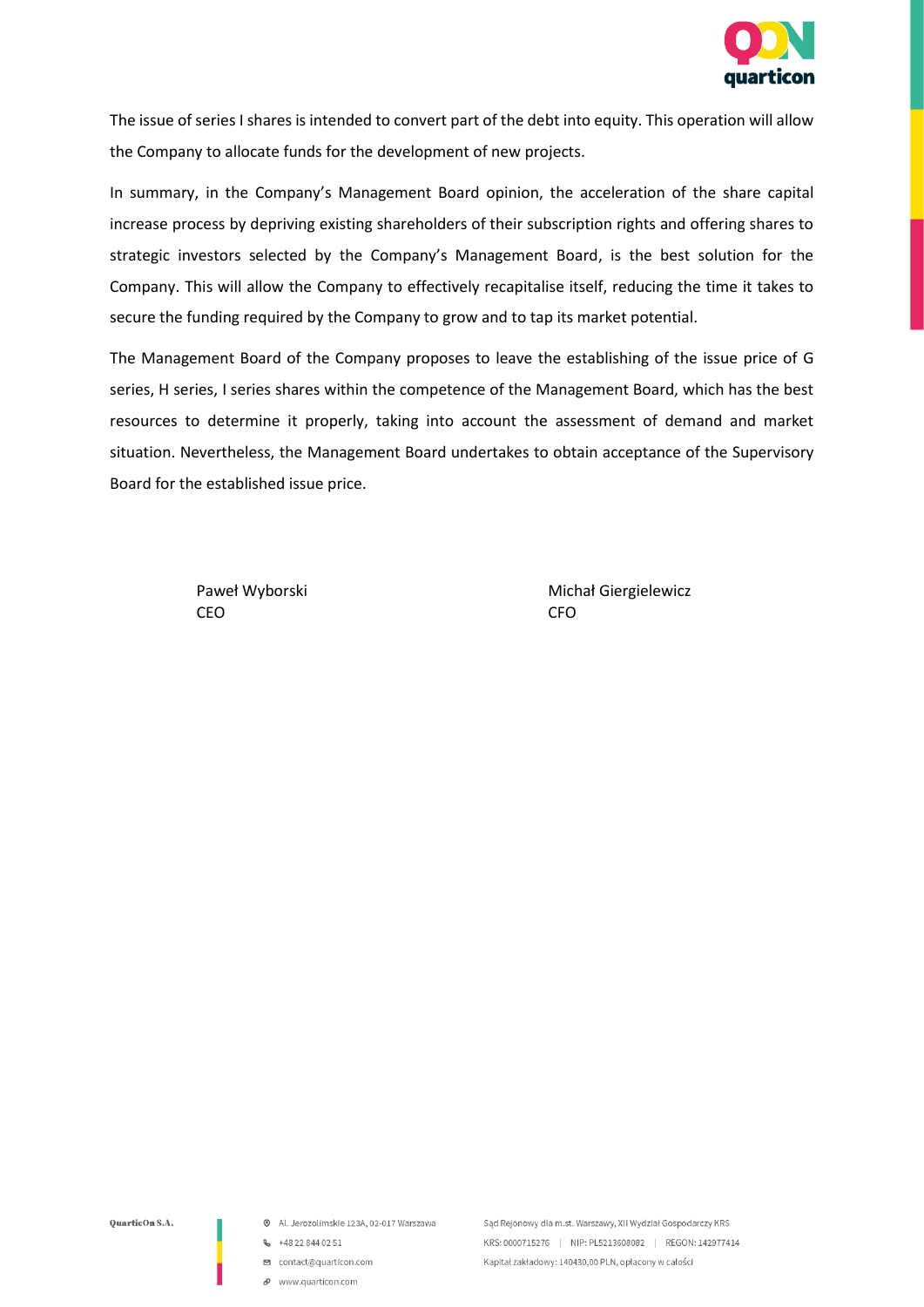The issue of series I shares is intended to convert part of the debt into equity. This operation will allow the Company to allocate funds for the development of new projects.

In summary, in the Company's Management Board opinion, the acceleration of the share capital increase process by depriving existing shareholders of their subscription rights and offering shares to strategic investors selected by the Company's Management Board, is the best solution for the Company. This will allow the Company to effectively recapitalise itself, reducing the time it takes to secure the funding required by the Company to grow and to tap its market potential.

The Management Board of the Company proposes to leave the establishing of the issue price of G series, H series, I series shares within the competence of the Management Board, which has the best resources to determine it properly, taking into account the assessment of demand and market situation. Nevertheless, the Management Board undertakes to obtain acceptance of the Supervisory Board for the established issue price.

Paweł Wyborski
CEO

Michał Giergielewicz
CFO